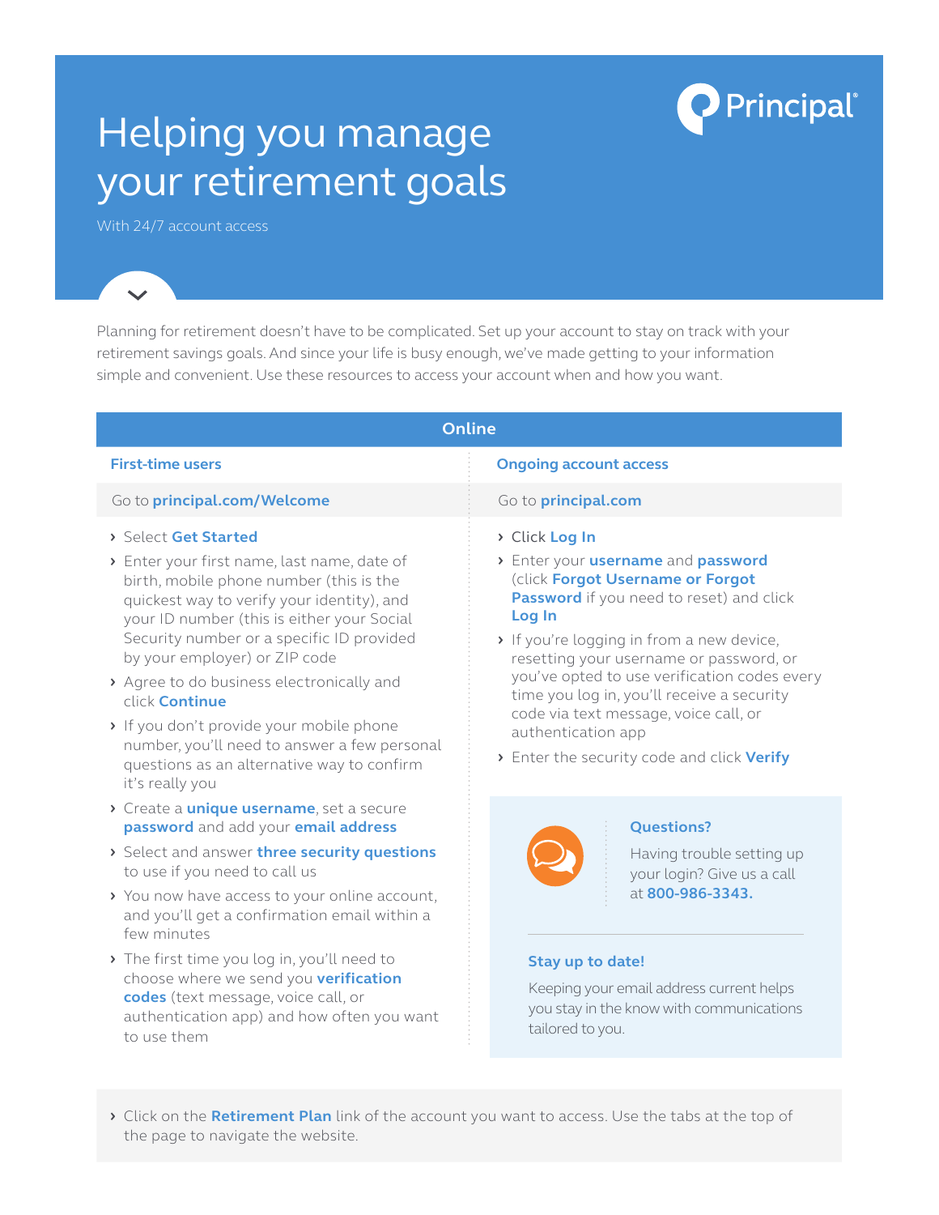# Helping you manage your retirement goals

With 24/7 account access

Planning for retirement doesn't have to be complicated. Set up your account to stay on track with your retirement savings goals. And since your life is busy enough, we've made getting to your information simple and convenient. Use these resources to access your account when and how you want.

## Online

### First-time users

Go to **principal.com/Welcome**

- Select **Get Started**
- Enter your first name, last name, date of birth, mobile phone number (this is the quickest way to verify your identity), and your ID number (this is either your Social Security number or a specific ID provided by your employer) or ZIP code
- Agree to do business electronically and click **Continue**
- If you don't provide your mobile phone number, you'll need to answer a few personal questions as an alternative way to confirm it's really you
- Create a **unique username**, set a secure **password** and add your **email address**
- Select and answer **three security questions** to use if you need to call us
- You now have access to your online account, and you'll get a confirmation email within a few minutes
- The first time you log in, you'll need to choose where we send you **verification codes** (text message, voice call, or authentication app) and how often you want to use them

### Ongoing account access

Go to **principal.com**

- Click **Log In**
- Enter your **username** and **password** (click **Forgot Username or Forgot Password** if you need to reset) and click **Log In**
- If you're logging in from a new device, resetting your username or password, or you've opted to use verification codes every time you log in, you'll receive a security code via text message, voice call, or authentication app
- Enter the security code and click **Verify**

**Questions?**

Having trouble setting up your login? Give us a call at **800-986-3343.**

**Stay up to date!**

Keeping your email address current helps you stay in the know with communications tailored to you.

- Click on the **Retirement Plan** link of the account you want to access. Use the tabs at the top of the page to navigate the website.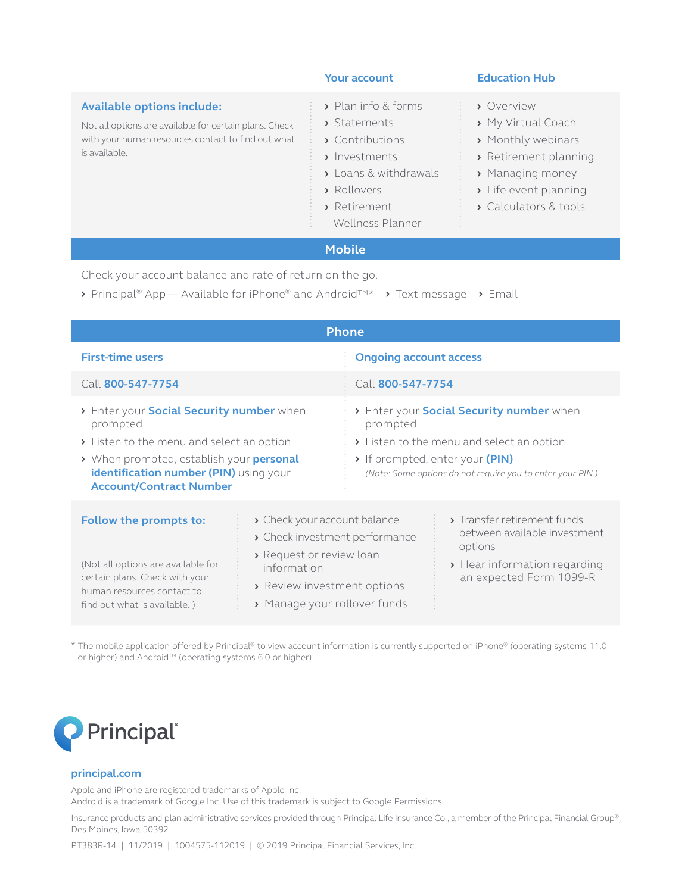**Available options include:**

Not all options are available for certain plans. Check with your human resources contact to find out what is available.

**Your account**

- Plan info & forms
- Statements
- Contributions
- Investments
- Loans & withdrawals
- Rollovers
- Retirement Wellness Planner

**Education Hub**

- Overview
- My Virtual Coach
- Monthly webinars
- Retirement planning
- Managing money
- Life event planning
- Calculators & tools

## Mobile

Check your account balance and rate of return on the go.

- Principal® App — Available for iPhone® and Android™*
- Text message
- Email

## Phone

**First-time users**

Call **800-547-7754**

- Enter your **Social Security number** when prompted
- Listen to the menu and select an option
- When prompted, establish your **personal identification number (PIN)** using your **Account/Contract Number**

**Ongoing account access**

Call **800-547-7754**

- Enter your **Social Security number** when prompted
- Listen to the menu and select an option
- If prompted, enter your **(PIN)**

*(Note: Some options do not require you to enter your PIN.)*

**Follow the prompts to:**

(Not all options are available for certain plans. Check with your human resources contact to find out what is available. )

- Check your account balance
- Check investment performance
- Request or review loan information
- Review investment options
- Manage your rollover funds
- Transfer retirement funds between available investment options
- Hear information regarding an expected Form 1099-R

* The mobile application offered by Principal® to view account information is currently supported on iPhone® (operating systems 11.0 or higher) and Android™ (operating systems 6.0 or higher).

Principal®

**principal.com**

Apple and iPhone are registered trademarks of Apple Inc.
Android is a trademark of Google Inc. Use of this trademark is subject to Google Permissions.

Insurance products and plan administrative services provided through Principal Life Insurance Co., a member of the Principal Financial Group®, Des Moines, Iowa 50392.

PT383R-14 | 11/2019 | 1004575-112019 | © 2019 Principal Financial Services, Inc.